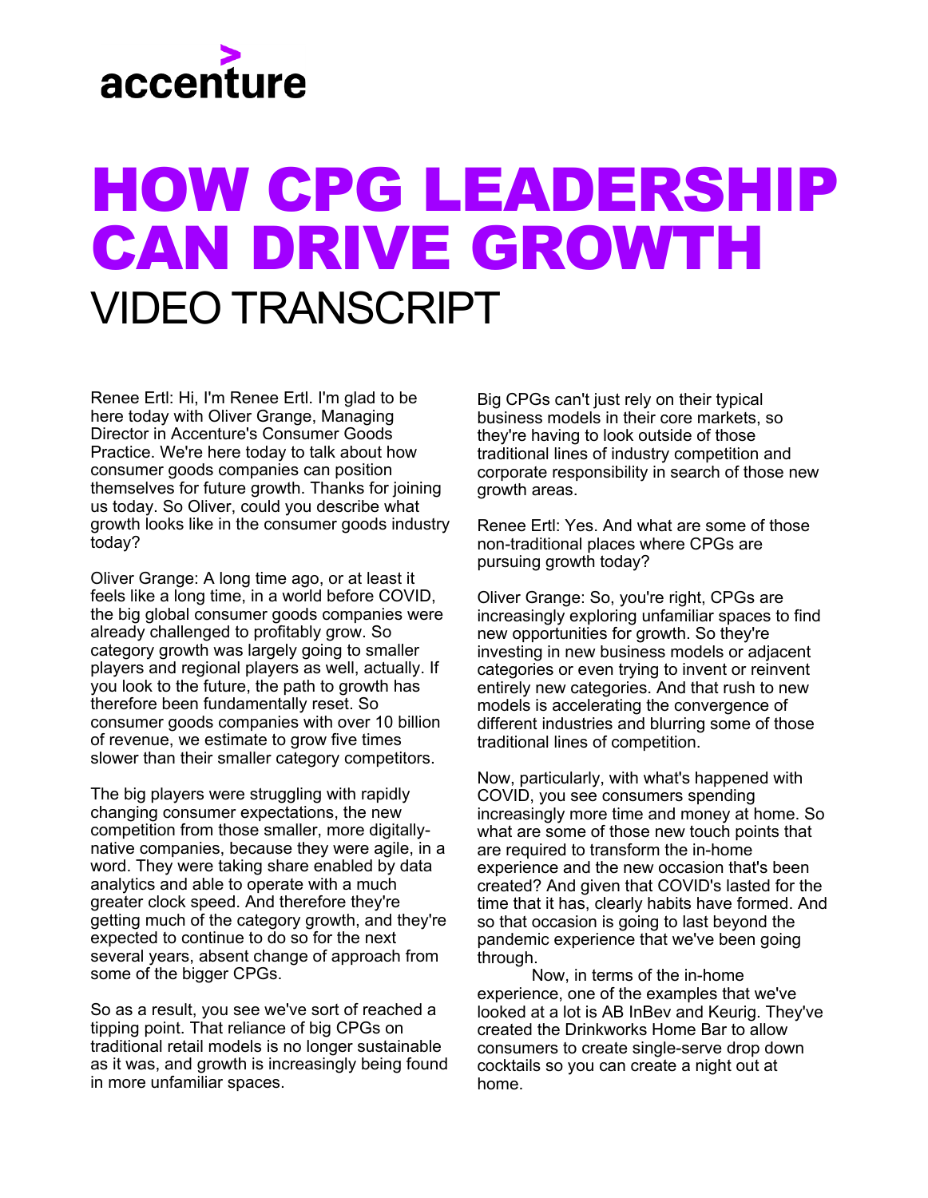accenture

# HOW CPG LEADERSHIP CAN DRIVE GROWTH

## VIDEO TRANSCRIPT

Renee Ertl: Hi, I'm Renee Ertl. I'm glad to be here today with Oliver Grange, Managing Director in Accenture's Consumer Goods Practice. We're here today to talk about how consumer goods companies can position themselves for future growth. Thanks for joining us today. So Oliver, could you describe what growth looks like in the consumer goods industry today?

Oliver Grange: A long time ago, or at least it feels like a long time, in a world before COVID, the big global consumer goods companies were already challenged to profitably grow. So category growth was largely going to smaller players and regional players as well, actually. If you look to the future, the path to growth has therefore been fundamentally reset. So consumer goods companies with over 10 billion of revenue, we estimate to grow five times slower than their smaller category competitors.

The big players were struggling with rapidly changing consumer expectations, the new competition from those smaller, more digitally-native companies, because they were agile, in a word. They were taking share enabled by data analytics and able to operate with a much greater clock speed. And therefore they're getting much of the category growth, and they're expected to continue to do so for the next several years, absent change of approach from some of the bigger CPGs.

So as a result, you see we've sort of reached a tipping point. That reliance of big CPGs on traditional retail models is no longer sustainable as it was, and growth is increasingly being found in more unfamiliar spaces.

Big CPGs can't just rely on their typical business models in their core markets, so they're having to look outside of those traditional lines of industry competition and corporate responsibility in search of those new growth areas.

Renee Ertl: Yes. And what are some of those non-traditional places where CPGs are pursuing growth today?

Oliver Grange: So, you're right, CPGs are increasingly exploring unfamiliar spaces to find new opportunities for growth. So they're investing in new business models or adjacent categories or even trying to invent or reinvent entirely new categories. And that rush to new models is accelerating the convergence of different industries and blurring some of those traditional lines of competition.

Now, particularly, with what's happened with COVID, you see consumers spending increasingly more time and money at home. So what are some of those new touch points that are required to transform the in-home experience and the new occasion that's been created? And given that COVID's lasted for the time that it has, clearly habits have formed. And so that occasion is going to last beyond the pandemic experience that we've been going through.

Now, in terms of the in-home experience, one of the examples that we've looked at a lot is AB InBev and Keurig. They've created the Drinkworks Home Bar to allow consumers to create single-serve drop down cocktails so you can create a night out at home.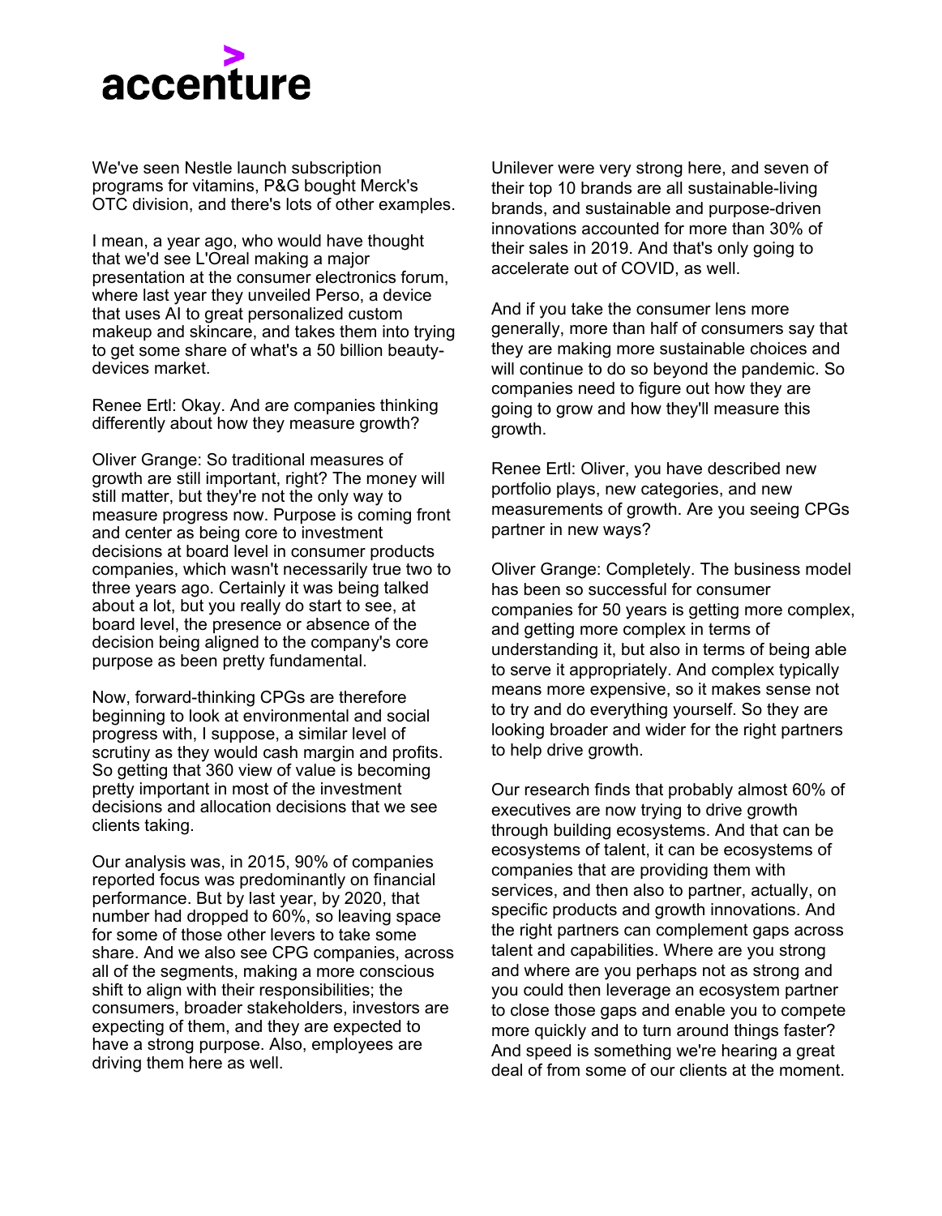We've seen Nestle launch subscription programs for vitamins, P&G bought Merck's OTC division, and there's lots of other examples.

I mean, a year ago, who would have thought that we'd see L'Oreal making a major presentation at the consumer electronics forum, where last year they unveiled Perso, a device that uses AI to great personalized custom makeup and skincare, and takes them into trying to get some share of what's a 50 billion beauty-devices market.

Renee Ertl: Okay. And are companies thinking differently about how they measure growth?

Oliver Grange: So traditional measures of growth are still important, right? The money will still matter, but they're not the only way to measure progress now. Purpose is coming front and center as being core to investment decisions at board level in consumer products companies, which wasn't necessarily true two to three years ago. Certainly it was being talked about a lot, but you really do start to see, at board level, the presence or absence of the decision being aligned to the company's core purpose as been pretty fundamental.

Now, forward-thinking CPGs are therefore beginning to look at environmental and social progress with, I suppose, a similar level of scrutiny as they would cash margin and profits. So getting that 360 view of value is becoming pretty important in most of the investment decisions and allocation decisions that we see clients taking.

Our analysis was, in 2015, 90% of companies reported focus was predominantly on financial performance. But by last year, by 2020, that number had dropped to 60%, so leaving space for some of those other levers to take some share. And we also see CPG companies, across all of the segments, making a more conscious shift to align with their responsibilities; the consumers, broader stakeholders, investors are expecting of them, and they are expected to have a strong purpose. Also, employees are driving them here as well.

Unilever were very strong here, and seven of their top 10 brands are all sustainable-living brands, and sustainable and purpose-driven innovations accounted for more than 30% of their sales in 2019. And that's only going to accelerate out of COVID, as well.

And if you take the consumer lens more generally, more than half of consumers say that they are making more sustainable choices and will continue to do so beyond the pandemic. So companies need to figure out how they are going to grow and how they'll measure this growth.

Renee Ertl: Oliver, you have described new portfolio plays, new categories, and new measurements of growth. Are you seeing CPGs partner in new ways?

Oliver Grange: Completely. The business model has been so successful for consumer companies for 50 years is getting more complex, and getting more complex in terms of understanding it, but also in terms of being able to serve it appropriately. And complex typically means more expensive, so it makes sense not to try and do everything yourself. So they are looking broader and wider for the right partners to help drive growth.

Our research finds that probably almost 60% of executives are now trying to drive growth through building ecosystems. And that can be ecosystems of talent, it can be ecosystems of companies that are providing them with services, and then also to partner, actually, on specific products and growth innovations. And the right partners can complement gaps across talent and capabilities. Where are you strong and where are you perhaps not as strong and you could then leverage an ecosystem partner to close those gaps and enable you to compete more quickly and to turn around things faster? And speed is something we're hearing a great deal of from some of our clients at the moment.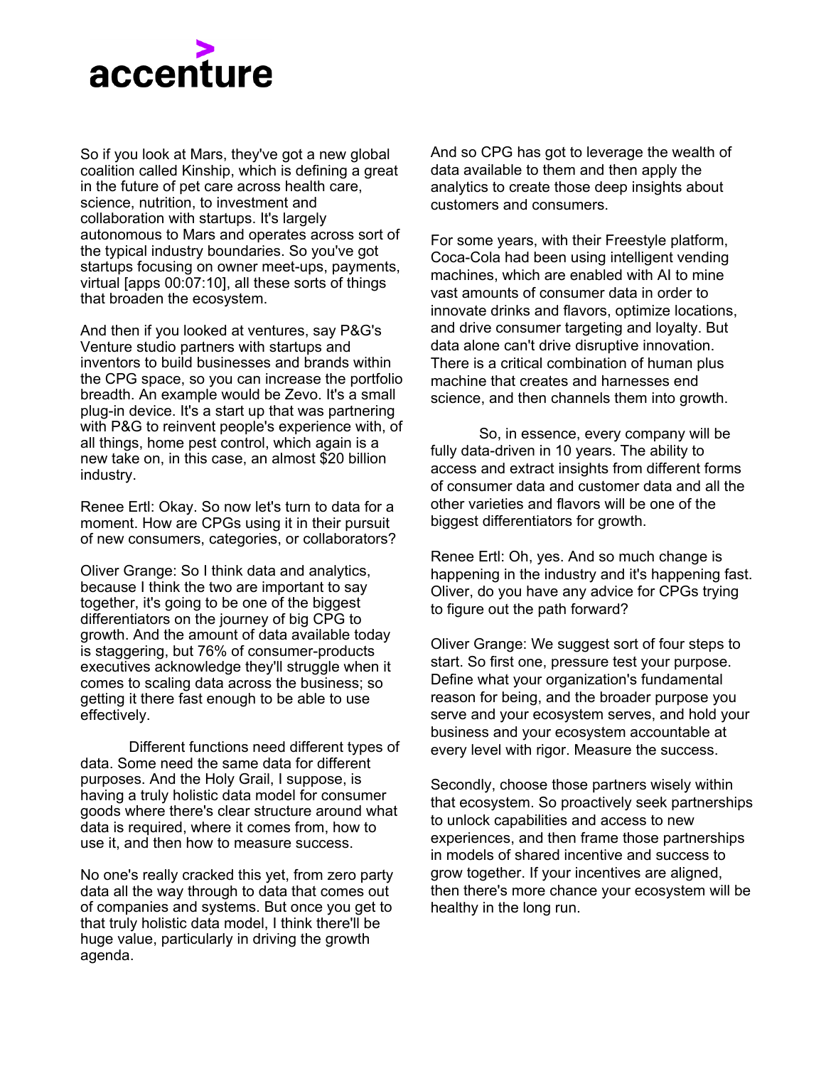So if you look at Mars, they've got a new global coalition called Kinship, which is defining a great in the future of pet care across health care, science, nutrition, to investment and collaboration with startups. It's largely autonomous to Mars and operates across sort of the typical industry boundaries. So you've got startups focusing on owner meet-ups, payments, virtual [apps 00:07:10], all these sorts of things that broaden the ecosystem.

And then if you looked at ventures, say P&G's Venture studio partners with startups and inventors to build businesses and brands within the CPG space, so you can increase the portfolio breadth. An example would be Zevo. It's a small plug-in device. It's a start up that was partnering with P&G to reinvent people's experience with, of all things, home pest control, which again is a new take on, in this case, an almost $20 billion industry.

Renee Ertl: Okay. So now let's turn to data for a moment. How are CPGs using it in their pursuit of new consumers, categories, or collaborators?

Oliver Grange: So I think data and analytics, because I think the two are important to say together, it's going to be one of the biggest differentiators on the journey of big CPG to growth. And the amount of data available today is staggering, but 76% of consumer-products executives acknowledge they'll struggle when it comes to scaling data across the business; so getting it there fast enough to be able to use effectively.

Different functions need different types of data. Some need the same data for different purposes. And the Holy Grail, I suppose, is having a truly holistic data model for consumer goods where there's clear structure around what data is required, where it comes from, how to use it, and then how to measure success.

No one's really cracked this yet, from zero party data all the way through to data that comes out of companies and systems. But once you get to that truly holistic data model, I think there'll be huge value, particularly in driving the growth agenda.

And so CPG has got to leverage the wealth of data available to them and then apply the analytics to create those deep insights about customers and consumers.

For some years, with their Freestyle platform, Coca-Cola had been using intelligent vending machines, which are enabled with AI to mine vast amounts of consumer data in order to innovate drinks and flavors, optimize locations, and drive consumer targeting and loyalty. But data alone can't drive disruptive innovation. There is a critical combination of human plus machine that creates and harnesses end science, and then channels them into growth.

So, in essence, every company will be fully data-driven in 10 years. The ability to access and extract insights from different forms of consumer data and customer data and all the other varieties and flavors will be one of the biggest differentiators for growth.

Renee Ertl: Oh, yes. And so much change is happening in the industry and it's happening fast. Oliver, do you have any advice for CPGs trying to figure out the path forward?

Oliver Grange: We suggest sort of four steps to start. So first one, pressure test your purpose. Define what your organization's fundamental reason for being, and the broader purpose you serve and your ecosystem serves, and hold your business and your ecosystem accountable at every level with rigor. Measure the success.

Secondly, choose those partners wisely within that ecosystem. So proactively seek partnerships to unlock capabilities and access to new experiences, and then frame those partnerships in models of shared incentive and success to grow together. If your incentives are aligned, then there's more chance your ecosystem will be healthy in the long run.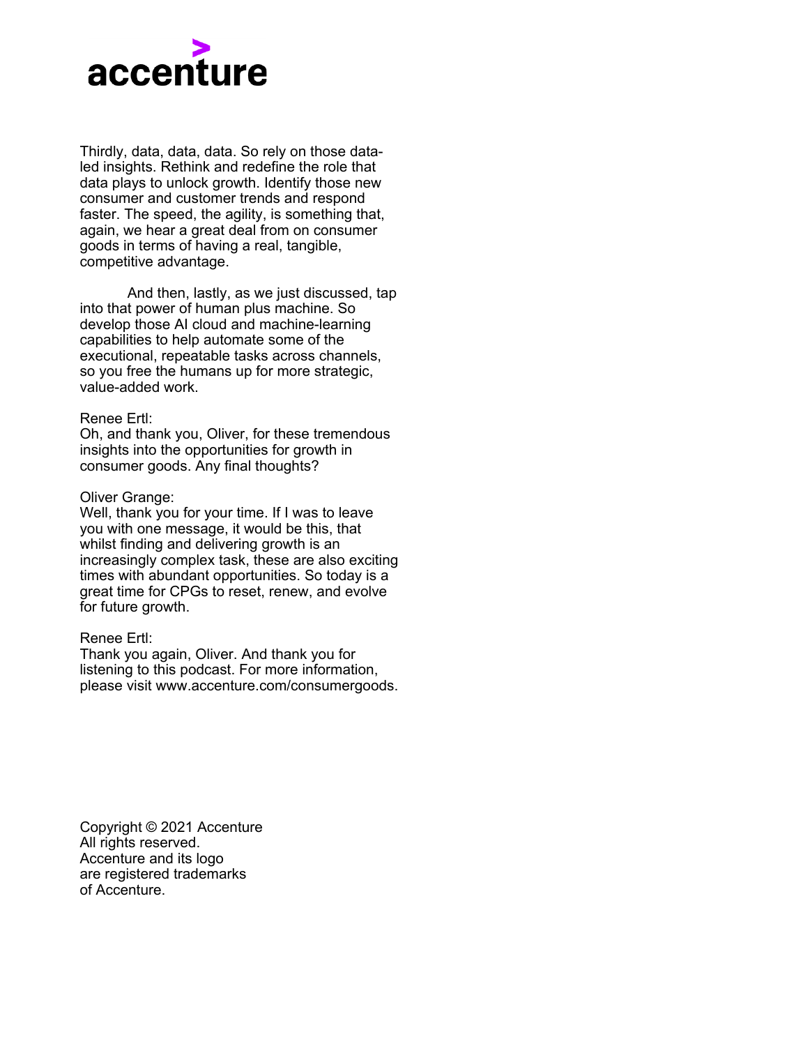Thirdly, data, data, data. So rely on those data-led insights. Rethink and redefine the role that data plays to unlock growth. Identify those new consumer and customer trends and respond faster. The speed, the agility, is something that, again, we hear a great deal from on consumer goods in terms of having a real, tangible, competitive advantage.

And then, lastly, as we just discussed, tap into that power of human plus machine. So develop those AI cloud and machine-learning capabilities to help automate some of the executional, repeatable tasks across channels, so you free the humans up for more strategic, value-added work.

Renee Ertl:
Oh, and thank you, Oliver, for these tremendous insights into the opportunities for growth in consumer goods. Any final thoughts?

Oliver Grange:
Well, thank you for your time. If I was to leave you with one message, it would be this, that whilst finding and delivering growth is an increasingly complex task, these are also exciting times with abundant opportunities. So today is a great time for CPGs to reset, renew, and evolve for future growth.

Renee Ertl:
Thank you again, Oliver. And thank you for listening to this podcast. For more information, please visit www.accenture.com/consumergoods.

Copyright © 2021 Accenture
All rights reserved.
Accenture and its logo
are registered trademarks
of Accenture.